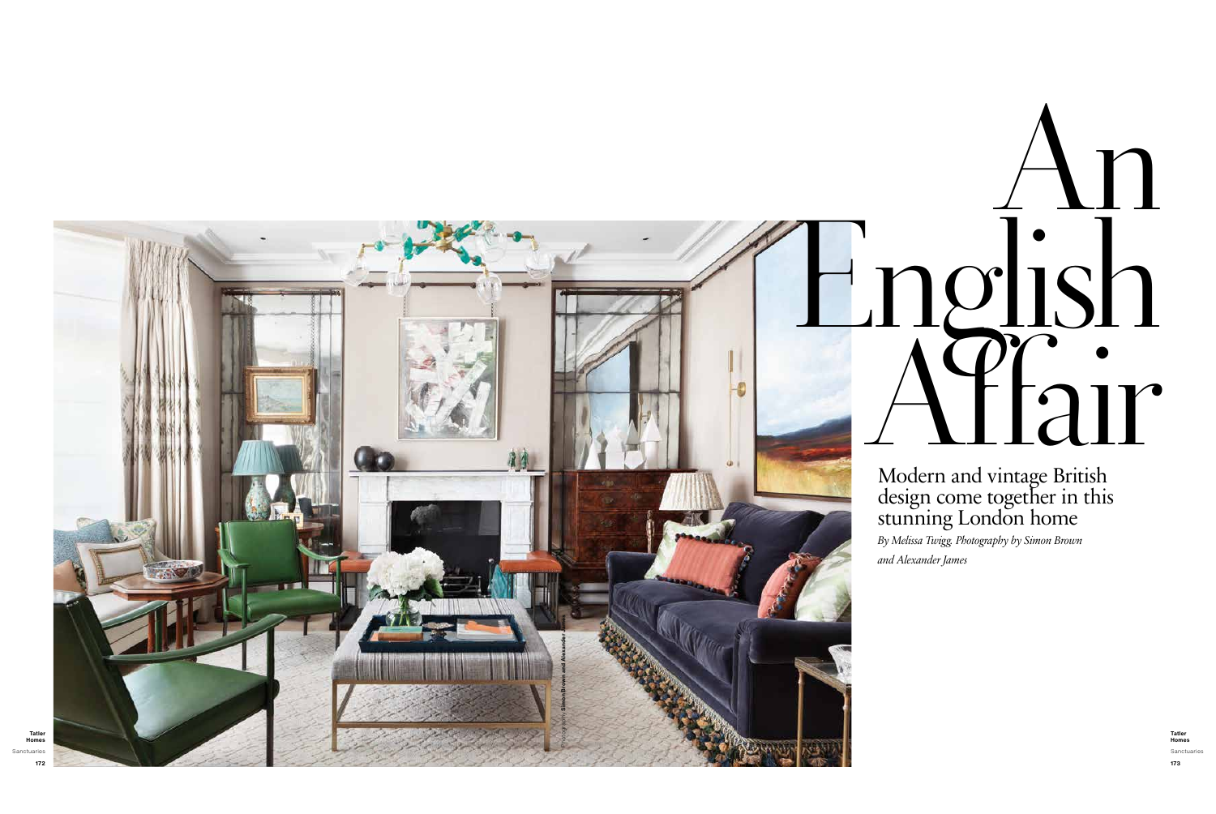# An English Affair

Modern and vintage British design come together in this stunning London home

*By Melissa Twigg. Photography by Simon Brown and Alexander James*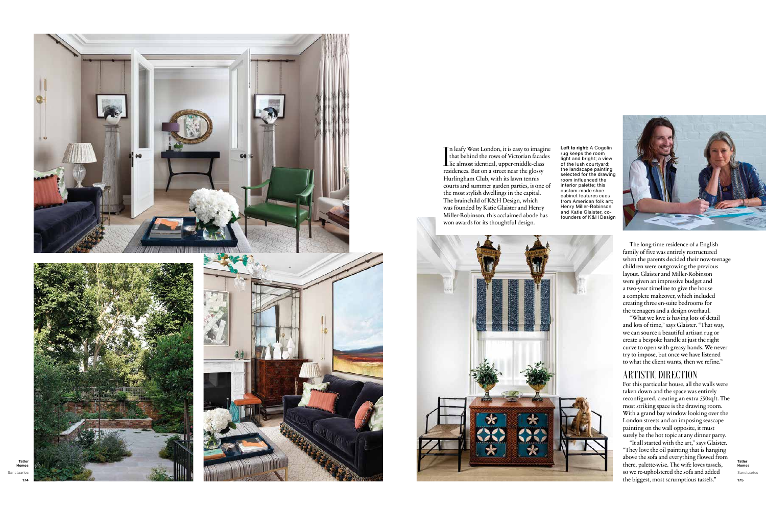In leafy West London, it is easy to imagine that behind the rows of Victorian facades lie almost identical, upper-middle-class residences. But on a street near the glossy Hurlingham Club, with its lawn tennis courts and summer garden parties, is one of the most stylish dwellings in the capital. The brainchild of K&H Design, which was founded by Katie Glaister and Henry Miller-Robinson, this acclaimed abode has won awards for its thoughtful design.

**Left to right:** A Cogolin rug keeps the room light and bright; a view of the lush courtyard; the landscape painting selected for the drawing room influenced the interior palette; this custom-made shoe cabinet features cues from American folk art; Henry Miller-Robinson and Katie Glaister, co-founders of K&H Design

The long-time residence of a English family of five was entirely restructured when the parents decided their now-teenage children were outgrowing the previous layout. Glaister and Miller-Robinson were given an impressive budget and a two-year timeline to give the house a complete makeover, which included creating three en-suite bedrooms for the teenagers and a design overhaul.

"What we love is having lots of detail and lots of time," says Glaister. "That way, we can source a beautiful artisan rug or create a bespoke handle at just the right curve to open with greasy hands. We never try to impose, but once we have listened to what the client wants, then we refine."

## ARTISTIC DIRECTION

For this particular house, all the walls were taken down and the space was entirely reconfigured, creating an extra 550sqft. The most striking space is the drawing room. With a grand bay window looking over the London streets and an imposing seascape painting on the wall opposite, it must surely be the hot topic at any dinner party.

"It all started with the art," says Glaister. "They love the oil painting that is hanging above the sofa and everything flowed from there, palette-wise. The wife loves tassels, so we re-upholstered the sofa and added the biggest, most scrumptious tassels."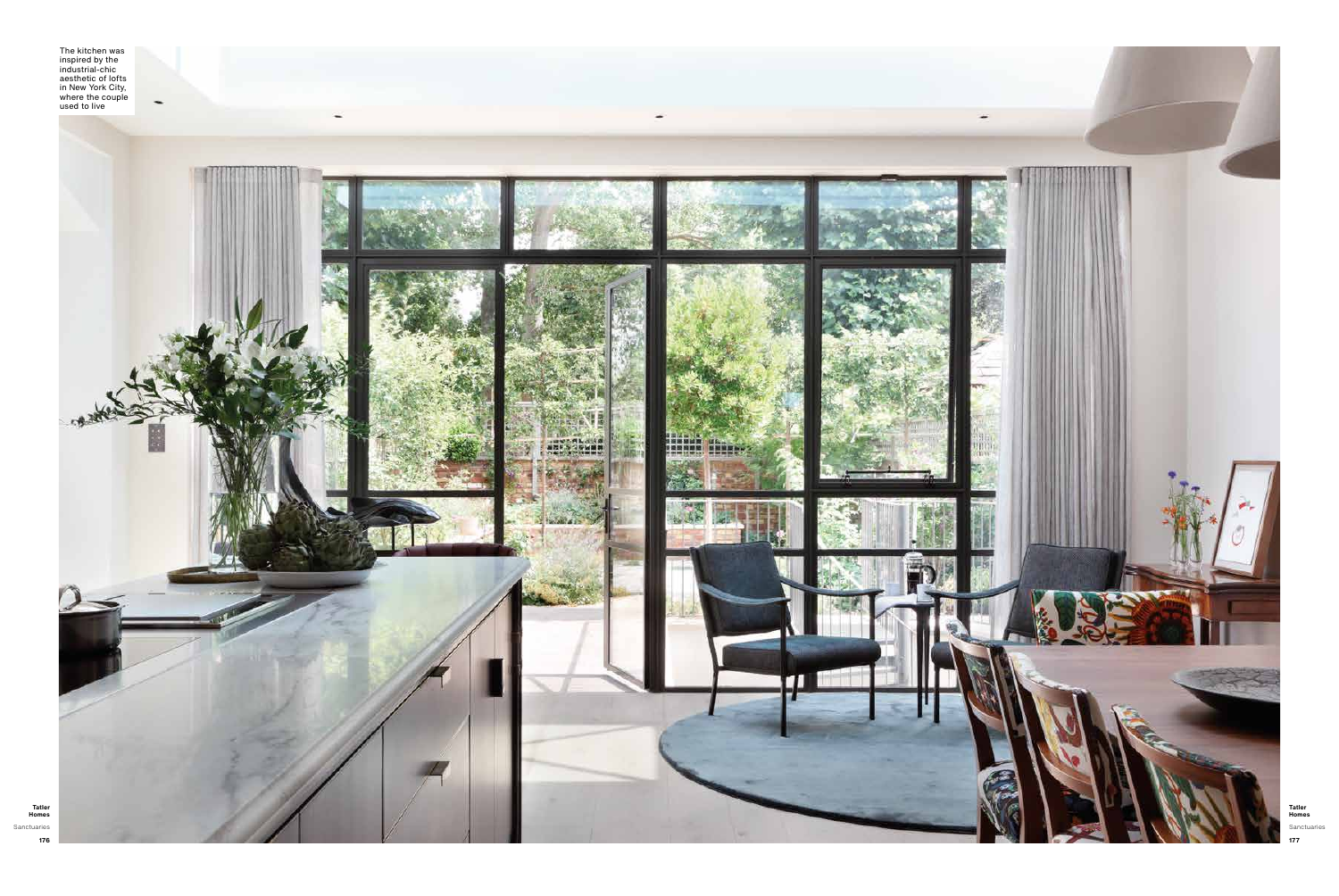The kitchen was inspired by the industrial-chic aesthetic of lofts in New York City, where the couple used to live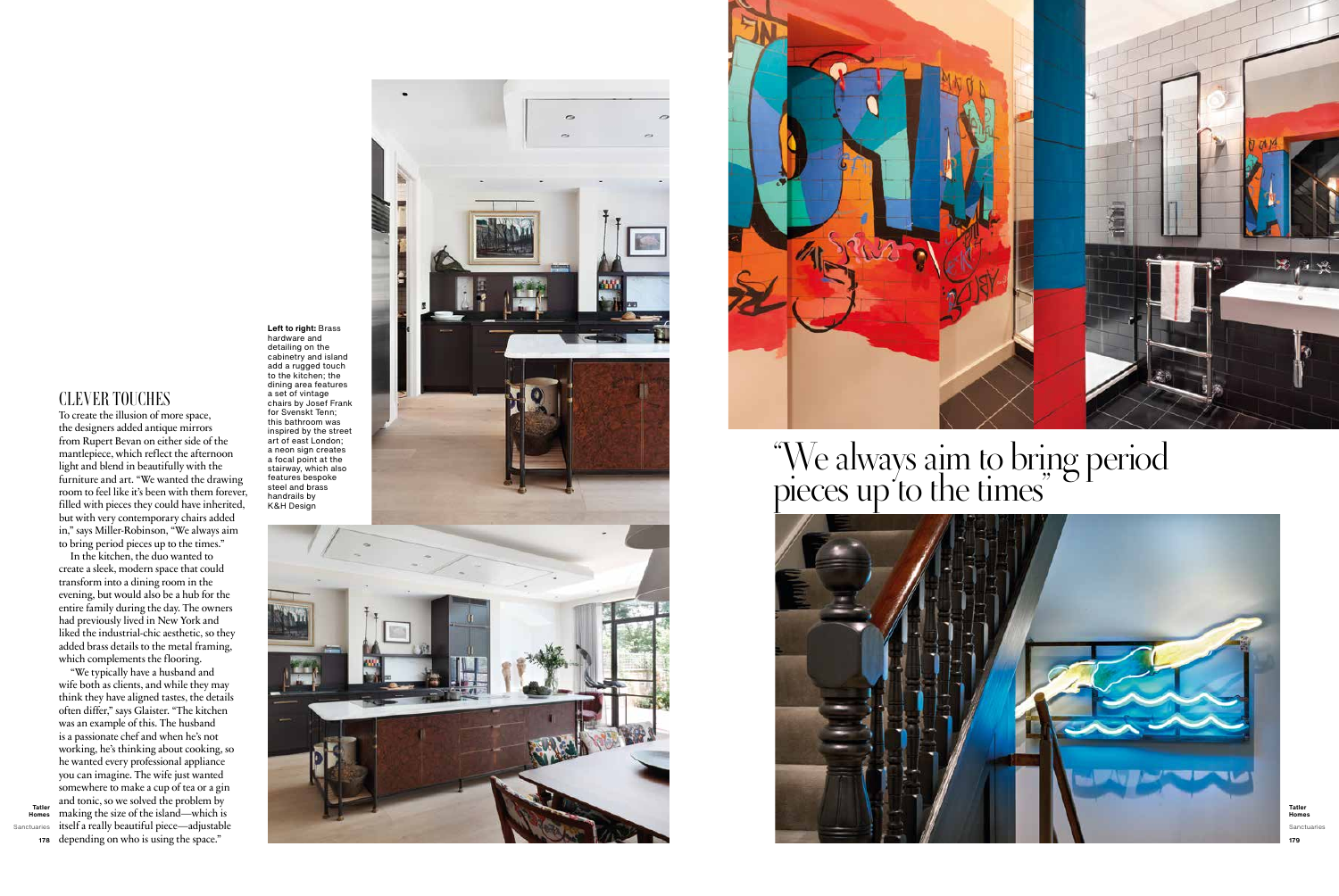## CLEVER TOUCHES

To create the illusion of more space, the designers added antique mirrors from Rupert Bevan on either side of the mantlepiece, which reflect the afternoon light and blend in beautifully with the furniture and art. "We wanted the drawing room to feel like it's been with them forever, filled with pieces they could have inherited, but with very contemporary chairs added in," says Miller-Robinson, "We always aim to bring period pieces up to the times."

In the kitchen, the duo wanted to create a sleek, modern space that could transform into a dining room in the evening, but would also be a hub for the entire family during the day. The owners had previously lived in New York and liked the industrial-chic aesthetic, so they added brass details to the metal framing, which complements the flooring.

"We typically have a husband and wife both as clients, and while they may think they have aligned tastes, the details often differ," says Glaister. "The kitchen was an example of this. The husband is a passionate chef and when he's not working, he's thinking about cooking, so he wanted every professional appliance you can imagine. The wife just wanted somewhere to make a cup of tea or a gin and tonic, so we solved the problem by making the size of the island—which is itself a really beautiful piece—adjustable depending on who is using the space."

**Left to right:** Brass hardware and detailing on the cabinetry and island add a rugged touch to the kitchen; the dining area features a set of vintage chairs by Josef Frank for Svenskt Tenn; this bathroom was inspired by the street art of east London; a neon sign creates a focal point at the stairway, which also features bespoke steel and brass handrails by K&H Design

# "We always aim to bring period pieces up to the times"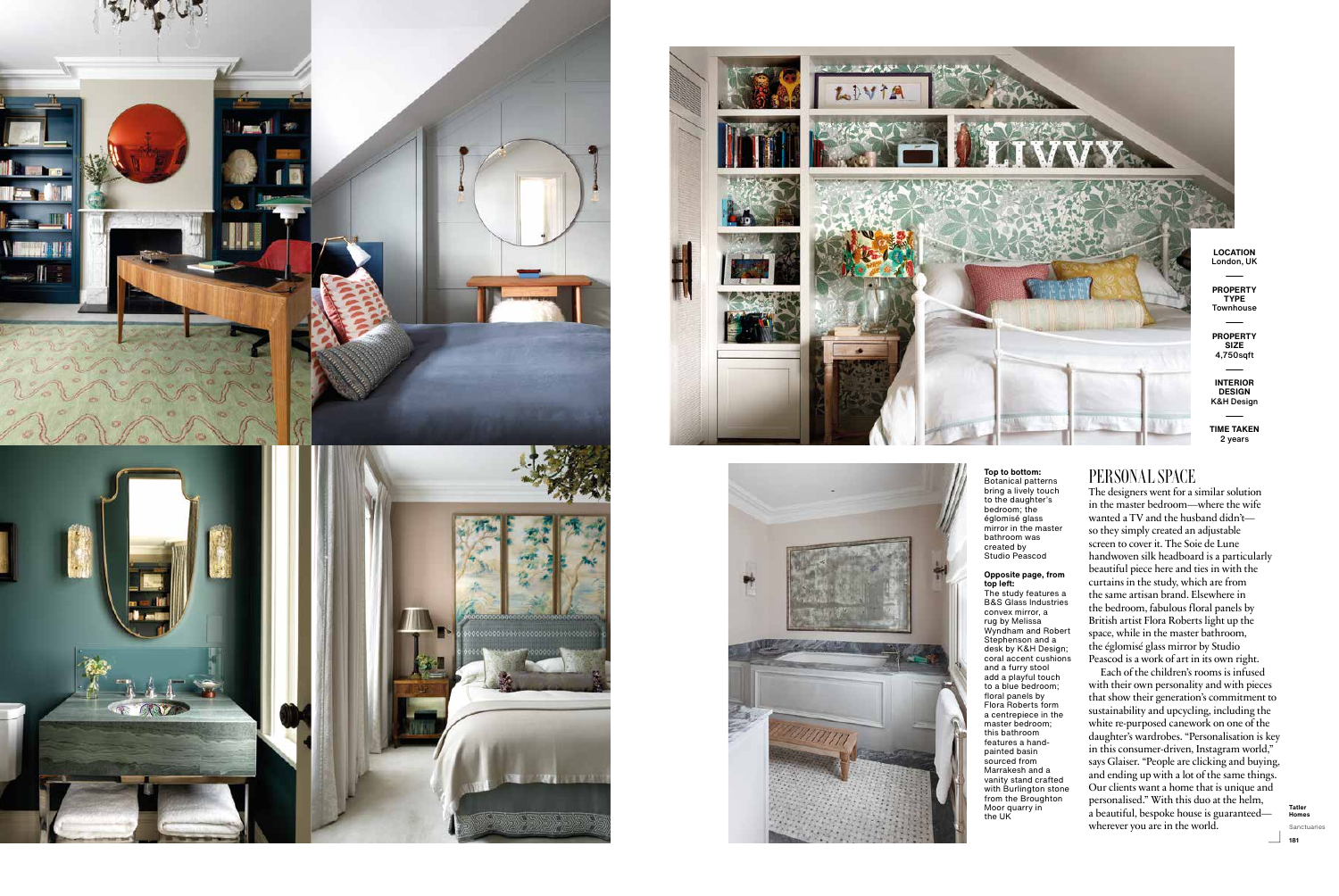LOCATION
London, UK

PROPERTY TYPE
Townhouse

PROPERTY SIZE
4,750sqft

INTERIOR DESIGN
K&H Design

TIME TAKEN
2 years

**Top to bottom:** Botanical patterns bring a lively touch to the daughter's bedroom; the églomisé glass mirror in the master bathroom was created by Studio Peascod

**Opposite page, from top left:** The study features a B&S Glass Industries convex mirror, a rug by Melissa Wyndham and Robert Stephenson and a desk by K&H Design; coral accent cushions and a furry stool add a playful touch to a blue bedroom; floral panels by Flora Roberts form a centrepiece in the master bedroom; this bathroom features a hand-painted basin sourced from Marrakesh and a vanity stand crafted with Burlington stone from the Broughton Moor quarry in the UK

## PERSONAL SPACE

The designers went for a similar solution in the master bedroom—where the wife wanted a TV and the husband didn't—so they simply created an adjustable screen to cover it. The Soie de Lune handwoven silk headboard is a particularly beautiful piece here and ties in with the curtains in the study, which are from the same artisan brand. Elsewhere in the bedroom, fabulous floral panels by British artist Flora Roberts light up the space, while in the master bathroom, the églomisé glass mirror by Studio Peascod is a work of art in its own right.

Each of the children's rooms is infused with their own personality and with pieces that show their generation's commitment to sustainability and upcycling, including the white re-purposed canework on one of the daughter's wardrobes. "Personalisation is key in this consumer-driven, Instagram world," says Glaiser. "People are clicking and buying, and ending up with a lot of the same things. Our clients want a home that is unique and personalised." With this duo at the helm, a beautiful, bespoke house is guaranteed—wherever you are in the world.